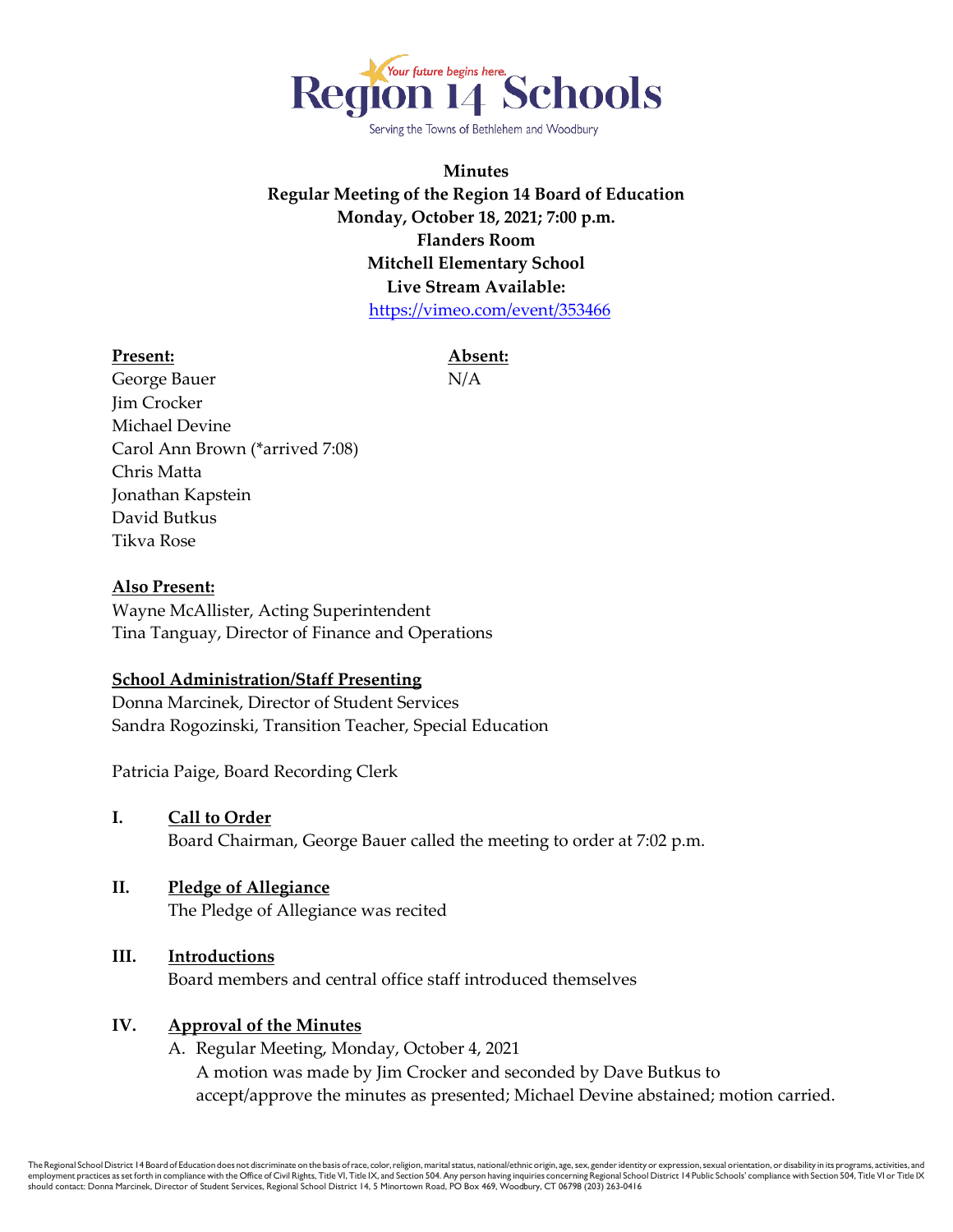Region 14 Schools
Your future begins here.
Serving the Towns of Bethlehem and Woodbury

**Minutes**
**Regular Meeting of the Region 14 Board of Education**
**Monday, October 18, 2021; 7:00 p.m.**
**Flanders Room**
**Mitchell Elementary School**
**Live Stream Available:**
https://vimeo.com/event/353466

| **Present:** | **Absent:** |
|---|---|
| George Bauer | N/A |
| Jim Crocker | |
| Michael Devine | |
| Carol Ann Brown (*arrived 7:08) | |
| Chris Matta | |
| Jonathan Kapstein | |
| David Butkus | |
| Tikva Rose | |

**Also Present:**
Wayne McAllister, Acting Superintendent
Tina Tanguay, Director of Finance and Operations

**School Administration/Staff Presenting**
Donna Marcinek, Director of Student Services
Sandra Rogozinski, Transition Teacher, Special Education

Patricia Paige, Board Recording Clerk

## I. Call to Order

Board Chairman, George Bauer called the meeting to order at 7:02 p.m.

## II. Pledge of Allegiance

The Pledge of Allegiance was recited

## III. Introductions

Board members and central office staff introduced themselves

## IV. Approval of the Minutes

A. Regular Meeting, Monday, October 4, 2021
A motion was made by Jim Crocker and seconded by Dave Butkus to accept/approve the minutes as presented; Michael Devine abstained; motion carried.

The Regional School District 14 Board of Education does not discriminate on the basis of race, color, religion, marital status, national/ethnic origin, age, sex, gender identity or expression, sexual orientation, or disability in its programs, activities, and employment practices as set forth in compliance with the Office of Civil Rights, Title VI, Title IX, and Section 504. Any person having inquiries concerning Regional School District 14 Public Schools' compliance with Section 504, Title VI or Title IX should contact: Donna Marcinek, Director of Student Services, Regional School District 14, 5 Minortown Road, PO Box 469, Woodbury, CT 06798 (203) 263-0416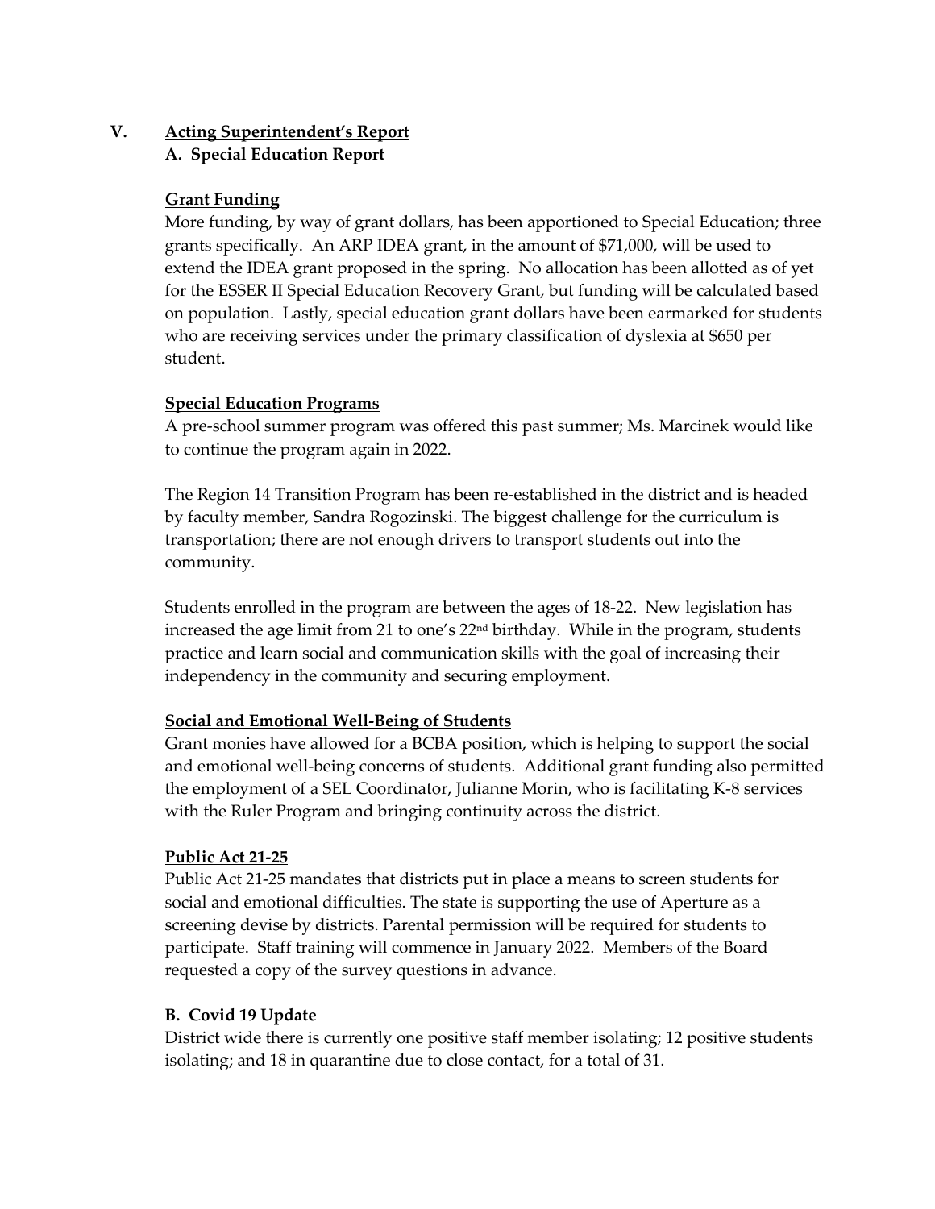## V. <u>Acting Superintendent's Report</u>

### A. Special Education Report

**<u>Grant Funding</u>**

More funding, by way of grant dollars, has been apportioned to Special Education; three grants specifically. An ARP IDEA grant, in the amount of $71,000, will be used to extend the IDEA grant proposed in the spring. No allocation has been allotted as of yet for the ESSER II Special Education Recovery Grant, but funding will be calculated based on population. Lastly, special education grant dollars have been earmarked for students who are receiving services under the primary classification of dyslexia at $650 per student.

**<u>Special Education Programs</u>**

A pre-school summer program was offered this past summer; Ms. Marcinek would like to continue the program again in 2022.

The Region 14 Transition Program has been re-established in the district and is headed by faculty member, Sandra Rogozinski. The biggest challenge for the curriculum is transportation; there are not enough drivers to transport students out into the community.

Students enrolled in the program are between the ages of 18-22. New legislation has increased the age limit from 21 to one's 22nd birthday. While in the program, students practice and learn social and communication skills with the goal of increasing their independency in the community and securing employment.

**<u>Social and Emotional Well-Being of Students</u>**

Grant monies have allowed for a BCBA position, which is helping to support the social and emotional well-being concerns of students. Additional grant funding also permitted the employment of a SEL Coordinator, Julianne Morin, who is facilitating K-8 services with the Ruler Program and bringing continuity across the district.

**<u>Public Act 21-25</u>**

Public Act 21-25 mandates that districts put in place a means to screen students for social and emotional difficulties. The state is supporting the use of Aperture as a screening devise by districts. Parental permission will be required for students to participate. Staff training will commence in January 2022. Members of the Board requested a copy of the survey questions in advance.

### B. Covid 19 Update

District wide there is currently one positive staff member isolating; 12 positive students isolating; and 18 in quarantine due to close contact, for a total of 31.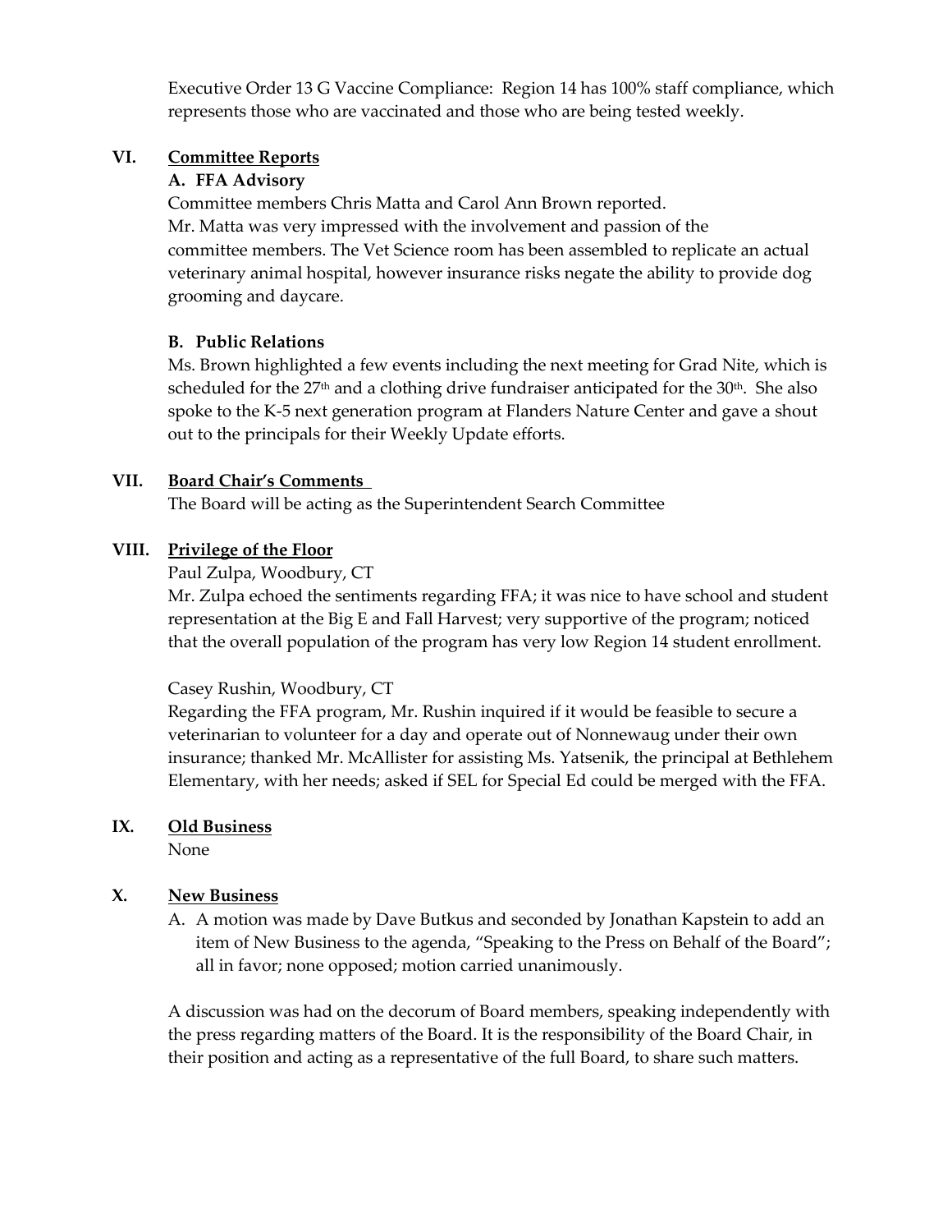Executive Order 13 G Vaccine Compliance: Region 14 has 100% staff compliance, which represents those who are vaccinated and those who are being tested weekly.

## VI. Committee Reports

### A. FFA Advisory

Committee members Chris Matta and Carol Ann Brown reported.
Mr. Matta was very impressed with the involvement and passion of the committee members. The Vet Science room has been assembled to replicate an actual veterinary animal hospital, however insurance risks negate the ability to provide dog grooming and daycare.

### B. Public Relations

Ms. Brown highlighted a few events including the next meeting for Grad Nite, which is scheduled for the 27th and a clothing drive fundraiser anticipated for the 30th. She also spoke to the K-5 next generation program at Flanders Nature Center and gave a shout out to the principals for their Weekly Update efforts.

## VII. Board Chair's Comments

The Board will be acting as the Superintendent Search Committee

## VIII. Privilege of the Floor

Paul Zulpa, Woodbury, CT
Mr. Zulpa echoed the sentiments regarding FFA; it was nice to have school and student representation at the Big E and Fall Harvest; very supportive of the program; noticed that the overall population of the program has very low Region 14 student enrollment.

Casey Rushin, Woodbury, CT
Regarding the FFA program, Mr. Rushin inquired if it would be feasible to secure a veterinarian to volunteer for a day and operate out of Nonnewaug under their own insurance; thanked Mr. McAllister for assisting Ms. Yatsenik, the principal at Bethlehem Elementary, with her needs; asked if SEL for Special Ed could be merged with the FFA.

## IX. Old Business

None

## X. New Business

A. A motion was made by Dave Butkus and seconded by Jonathan Kapstein to add an item of New Business to the agenda, "Speaking to the Press on Behalf of the Board"; all in favor; none opposed; motion carried unanimously.

A discussion was had on the decorum of Board members, speaking independently with the press regarding matters of the Board. It is the responsibility of the Board Chair, in their position and acting as a representative of the full Board, to share such matters.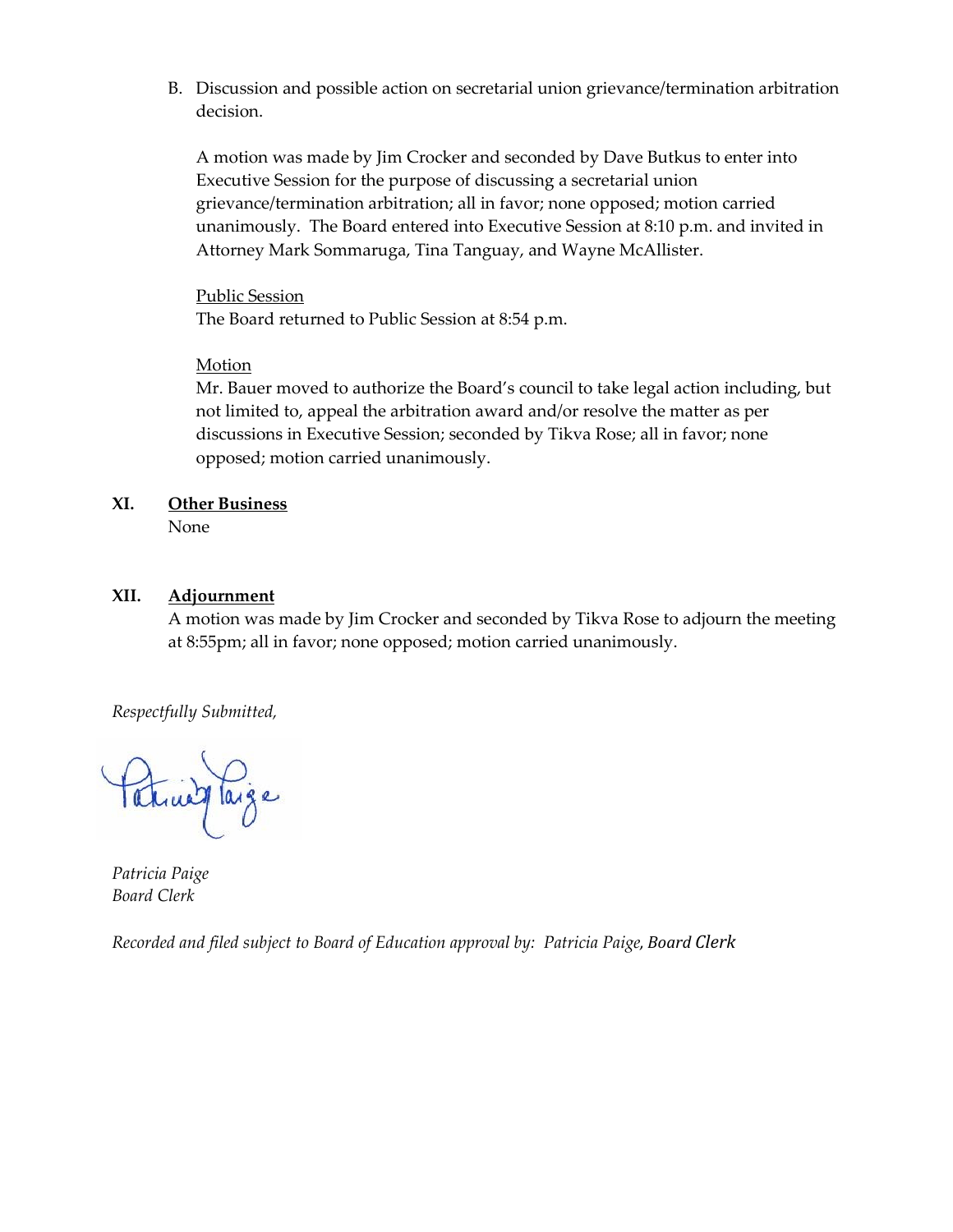B. Discussion and possible action on secretarial union grievance/termination arbitration decision.

   A motion was made by Jim Crocker and seconded by Dave Butkus to enter into Executive Session for the purpose of discussing a secretarial union grievance/termination arbitration; all in favor; none opposed; motion carried unanimously. The Board entered into Executive Session at 8:10 p.m. and invited in Attorney Mark Sommaruga, Tina Tanguay, and Wayne McAllister.

   <u>Public Session</u>
   The Board returned to Public Session at 8:54 p.m.

   <u>Motion</u>
   Mr. Bauer moved to authorize the Board's council to take legal action including, but not limited to, appeal the arbitration award and/or resolve the matter as per discussions in Executive Session; seconded by Tikva Rose; all in favor; none opposed; motion carried unanimously.

**XI. <u>Other Business</u>**

None

**XII. <u>Adjournment</u>**

A motion was made by Jim Crocker and seconded by Tikva Rose to adjourn the meeting at 8:55pm; all in favor; none opposed; motion carried unanimously.

*Respectfully Submitted,*

*Patricia Paige*
*Board Clerk*

*Recorded and filed subject to Board of Education approval by: Patricia Paige, Board Clerk*